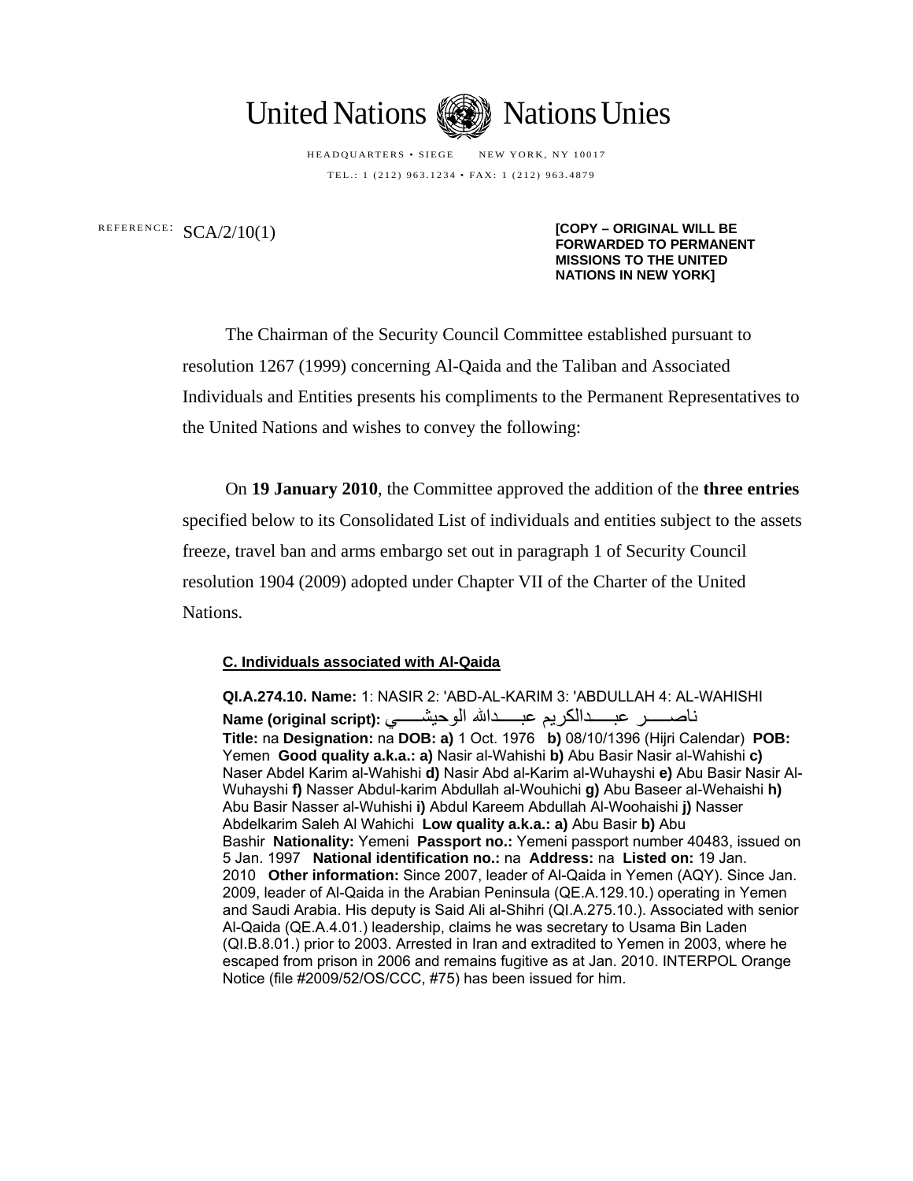United Nations Nations Unies

HEADQUARTERS • SIEGE NEW YORK, NY 10017

TEL.: 1 (212) 963.1234 • FAX: 1 (212) 963.4879

REFERENCE: SCA/2/10(1)

**[COPY – ORIGINAL WILL BE FORWARDED TO PERMANENT MISSIONS TO THE UNITED NATIONS IN NEW YORK]**

The Chairman of the Security Council Committee established pursuant to resolution 1267 (1999) concerning Al-Qaida and the Taliban and Associated Individuals and Entities presents his compliments to the Permanent Representatives to the United Nations and wishes to convey the following:

On **19 January 2010**, the Committee approved the addition of the **three entries** specified below to its Consolidated List of individuals and entities subject to the assets freeze, travel ban and arms embargo set out in paragraph 1 of Security Council resolution 1904 (2009) adopted under Chapter VII of the Charter of the United Nations.

**C. Individuals associated with Al-Qaida**

**QI.A.274.10. Name:** 1: NASIR 2: 'ABD-AL-KARIM 3: 'ABDULLAH 4: AL-WAHISHI **Name (original script):** ناصـــــر عبـــــدالكريم عبـــــدالله الوحيشـــــي **Title:** na **Designation:** na **DOB: a)** 1 Oct. 1976 **b)** 08/10/1396 (Hijri Calendar) **POB:** Yemen **Good quality a.k.a.: a)** Nasir al-Wahishi **b)** Abu Basir Nasir al-Wahishi **c)** Naser Abdel Karim al-Wahishi **d)** Nasir Abd al-Karim al-Wuhayshi **e)** Abu Basir Nasir Al-Wuhayshi **f)** Nasser Abdul-karim Abdullah al-Wouhichi **g)** Abu Baseer al-Wehaishi **h)** Abu Basir Nasser al-Wuhishi **i)** Abdul Kareem Abdullah Al-Woohaishi **j)** Nasser Abdelkarim Saleh Al Wahichi **Low quality a.k.a.: a)** Abu Basir **b)** Abu Bashir **Nationality:** Yemeni **Passport no.:** Yemeni passport number 40483, issued on 5 Jan. 1997 **National identification no.:** na **Address:** na **Listed on:** 19 Jan. 2010 **Other information:** Since 2007, leader of Al-Qaida in Yemen (AQY). Since Jan. 2009, leader of Al-Qaida in the Arabian Peninsula (QE.A.129.10.) operating in Yemen and Saudi Arabia. His deputy is Said Ali al-Shihri (QI.A.275.10.). Associated with senior Al-Qaida (QE.A.4.01.) leadership, claims he was secretary to Usama Bin Laden (QI.B.8.01.) prior to 2003. Arrested in Iran and extradited to Yemen in 2003, where he escaped from prison in 2006 and remains fugitive as at Jan. 2010. INTERPOL Orange Notice (file #2009/52/OS/CCC, #75) has been issued for him.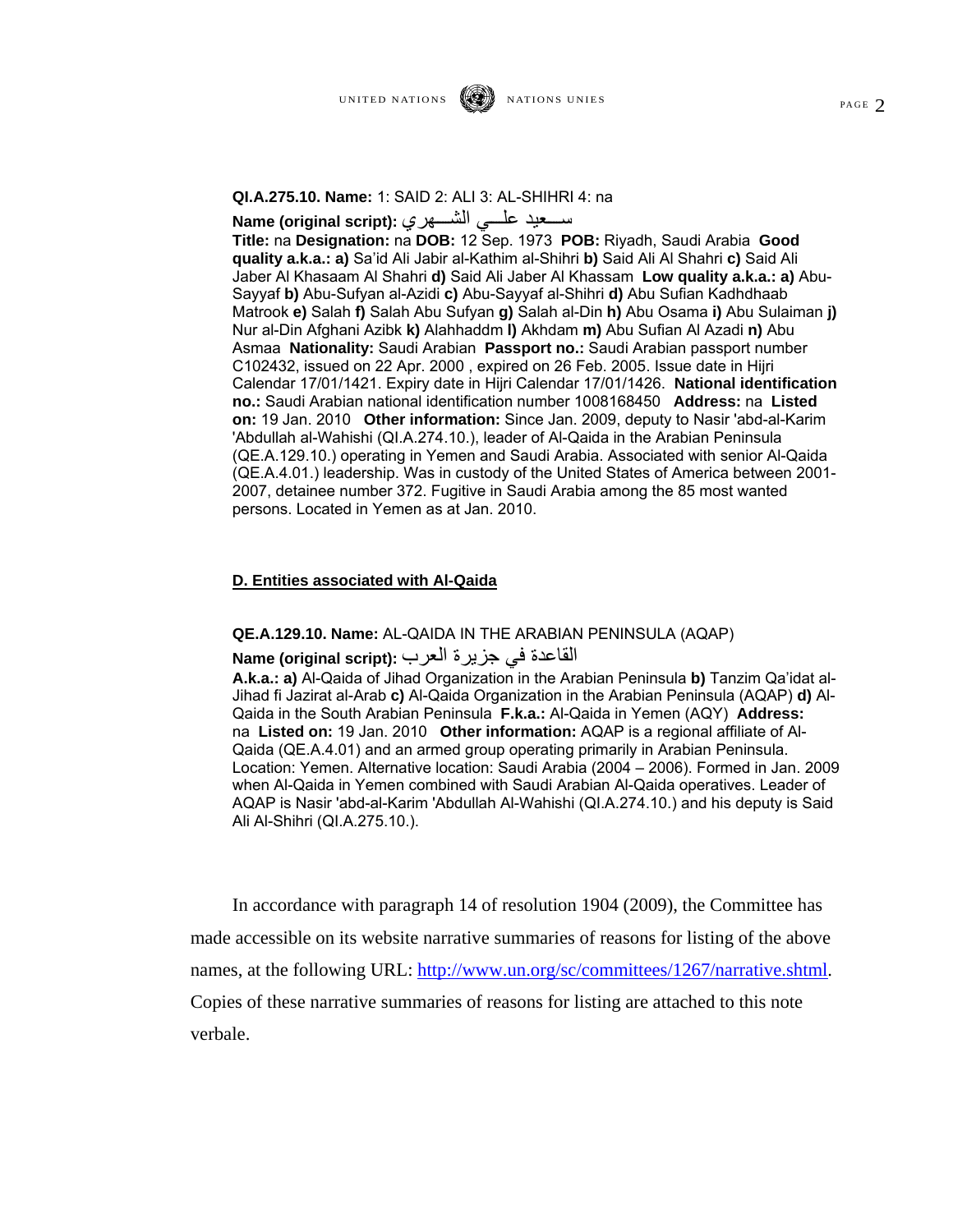**QI.A.275.10. Name:** 1: SAID 2: ALI 3: AL-SHIHRI 4: na

**Name (original script):** سـعيد علـي الشـهري

**Title:** na **Designation:** na **DOB:** 12 Sep. 1973 **POB:** Riyadh, Saudi Arabia **Good quality a.k.a.: a)** Sa'id Ali Jabir al-Kathim al-Shihri **b)** Said Ali Al Shahri **c)** Said Ali Jaber Al Khasaam Al Shahri **d)** Said Ali Jaber Al Khassam **Low quality a.k.a.: a)** Abu-Sayyaf **b)** Abu-Sufyan al-Azidi **c)** Abu-Sayyaf al-Shihri **d)** Abu Sufian Kadhdhaab Matrook **e)** Salah **f)** Salah Abu Sufyan **g)** Salah al-Din **h)** Abu Osama **i)** Abu Sulaiman **j)** Nur al-Din Afghani Azibk **k)** Alahhaddm **l)** Akhdam **m)** Abu Sufian Al Azadi **n)** Abu Asmaa **Nationality:** Saudi Arabian **Passport no.:** Saudi Arabian passport number C102432, issued on 22 Apr. 2000 , expired on 26 Feb. 2005. Issue date in Hijri Calendar 17/01/1421. Expiry date in Hijri Calendar 17/01/1426. **National identification no.:** Saudi Arabian national identification number 1008168450 **Address:** na **Listed on:** 19 Jan. 2010 **Other information:** Since Jan. 2009, deputy to Nasir 'abd-al-Karim 'Abdullah al-Wahishi (QI.A.274.10.), leader of Al-Qaida in the Arabian Peninsula (QE.A.129.10.) operating in Yemen and Saudi Arabia. Associated with senior Al-Qaida (QE.A.4.01.) leadership. Was in custody of the United States of America between 2001-2007, detainee number 372. Fugitive in Saudi Arabia among the 85 most wanted persons. Located in Yemen as at Jan. 2010.

**D. Entities associated with Al-Qaida**

**QE.A.129.10. Name:** AL-QAIDA IN THE ARABIAN PENINSULA (AQAP)

**Name (original script):** القاعدة في جزيرة العرب

**A.k.a.: a)** Al-Qaida of Jihad Organization in the Arabian Peninsula **b)** Tanzim Qa'idat al-Jihad fi Jazirat al-Arab **c)** Al-Qaida Organization in the Arabian Peninsula (AQAP) **d)** Al-Qaida in the South Arabian Peninsula **F.k.a.:** Al-Qaida in Yemen (AQY) **Address:** na **Listed on:** 19 Jan. 2010 **Other information:** AQAP is a regional affiliate of Al-Qaida (QE.A.4.01) and an armed group operating primarily in Arabian Peninsula. Location: Yemen. Alternative location: Saudi Arabia (2004 – 2006). Formed in Jan. 2009 when Al-Qaida in Yemen combined with Saudi Arabian Al-Qaida operatives. Leader of AQAP is Nasir 'abd-al-Karim 'Abdullah Al-Wahishi (QI.A.274.10.) and his deputy is Said Ali Al-Shihri (QI.A.275.10.).

In accordance with paragraph 14 of resolution 1904 (2009), the Committee has made accessible on its website narrative summaries of reasons for listing of the above names, at the following URL: http://www.un.org/sc/committees/1267/narrative.shtml. Copies of these narrative summaries of reasons for listing are attached to this note verbale.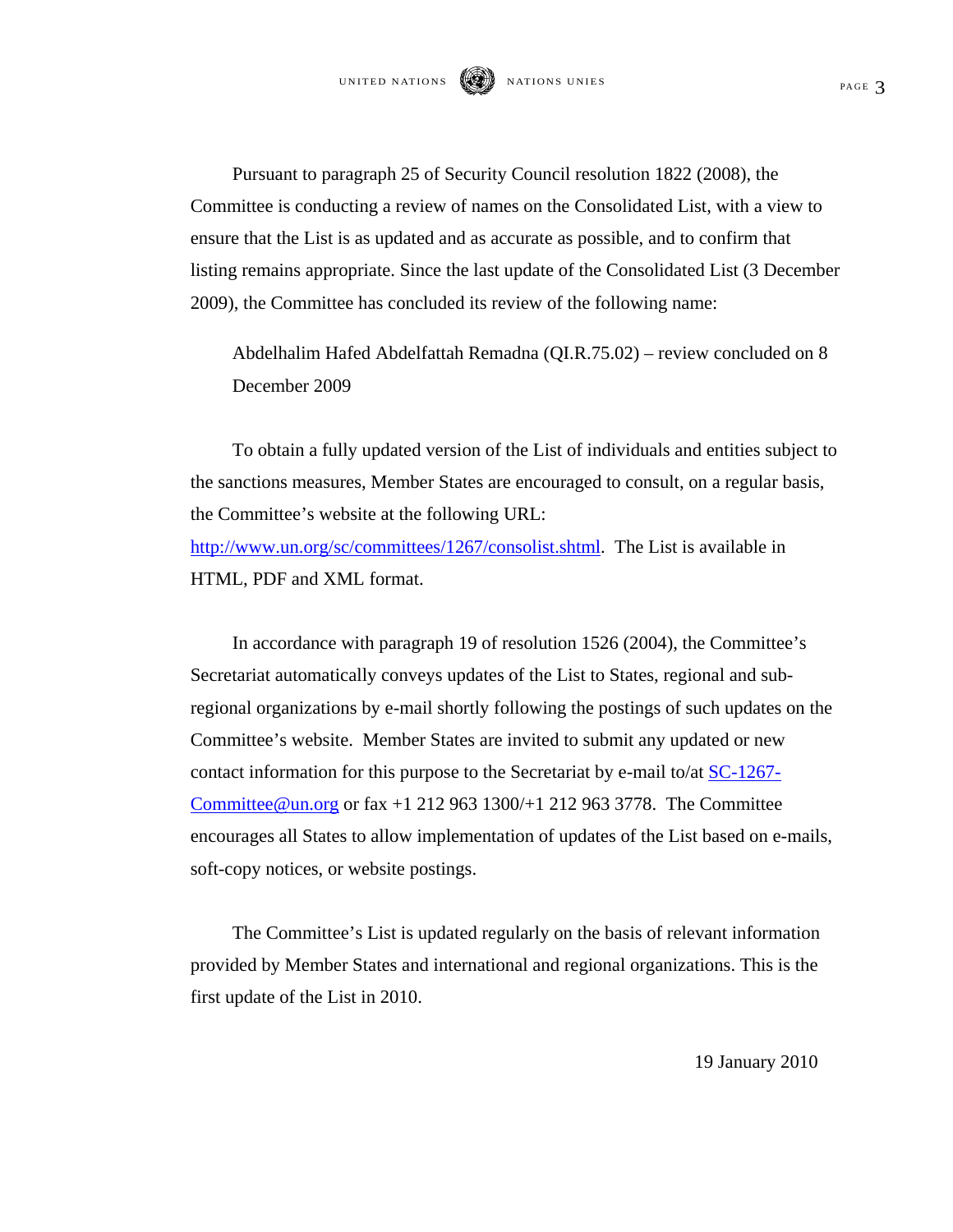Pursuant to paragraph 25 of Security Council resolution 1822 (2008), the Committee is conducting a review of names on the Consolidated List, with a view to ensure that the List is as updated and as accurate as possible, and to confirm that listing remains appropriate. Since the last update of the Consolidated List (3 December 2009), the Committee has concluded its review of the following name:

Abdelhalim Hafed Abdelfattah Remadna (QI.R.75.02) – review concluded on 8 December 2009

To obtain a fully updated version of the List of individuals and entities subject to the sanctions measures, Member States are encouraged to consult, on a regular basis, the Committee's website at the following URL: http://www.un.org/sc/committees/1267/consolist.shtml. The List is available in HTML, PDF and XML format.

In accordance with paragraph 19 of resolution 1526 (2004), the Committee's Secretariat automatically conveys updates of the List to States, regional and sub-regional organizations by e-mail shortly following the postings of such updates on the Committee's website. Member States are invited to submit any updated or new contact information for this purpose to the Secretariat by e-mail to/at SC-1267-Committee@un.org or fax +1 212 963 1300/+1 212 963 3778. The Committee encourages all States to allow implementation of updates of the List based on e-mails, soft-copy notices, or website postings.

The Committee's List is updated regularly on the basis of relevant information provided by Member States and international and regional organizations. This is the first update of the List in 2010.

19 January 2010